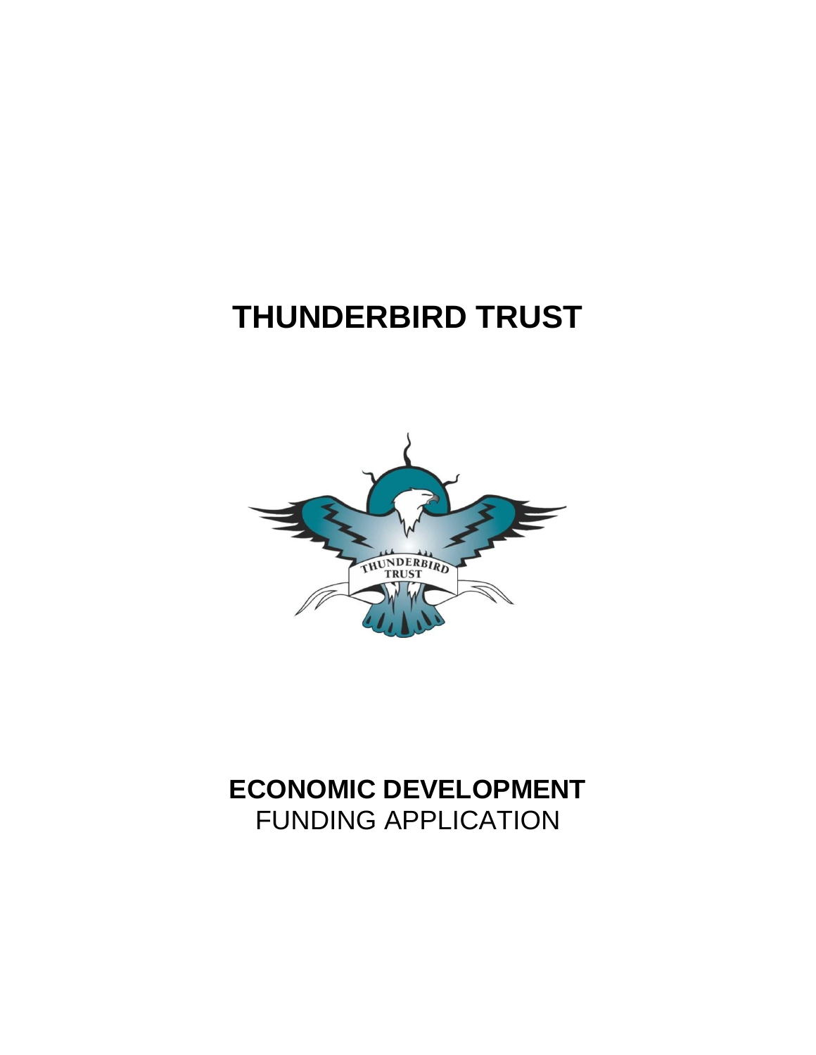# THUNDERBIRD TRUST

## ECONOMIC DEVELOPMENT
FUNDING APPLICATION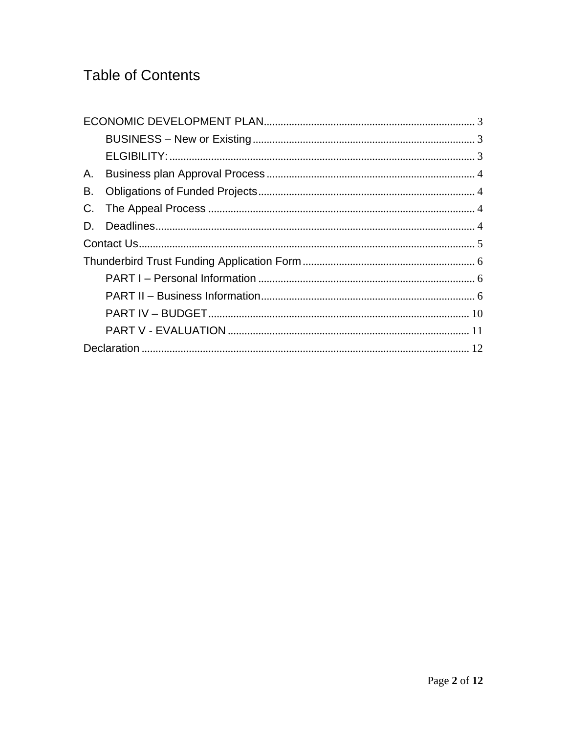# Table of Contents

ECONOMIC DEVELOPMENT PLAN ........................................................................ 3

- BUSINESS – New or Existing ................................................................ 3
- ELGIBILITY: ............................................................................................ 3

A. Business plan Approval Process ........................................................... 4

B. Obligations of Funded Projects ............................................................. 4

C. The Appeal Process ............................................................................... 4

D. Deadlines ................................................................................................ 4

Contact Us ........................................................................................................ 5

Thunderbird Trust Funding Application Form ............................................. 6

- PART I – Personal Information ............................................................. 6
- PART II – Business Information ........................................................... 6
- PART IV – BUDGET ............................................................................ 10
- PART V - EVALUATION ..................................................................... 11

Declaration ..................................................................................................... 12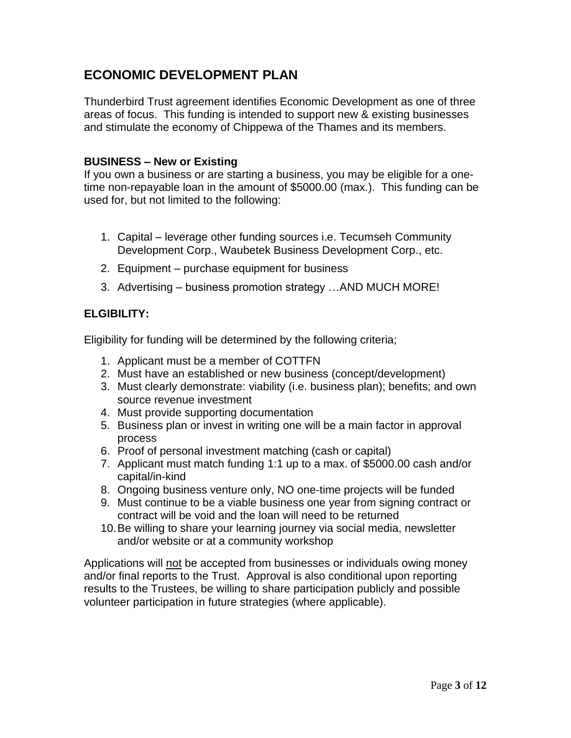## ECONOMIC DEVELOPMENT PLAN

Thunderbird Trust agreement identifies Economic Development as one of three areas of focus. This funding is intended to support new & existing businesses and stimulate the economy of Chippewa of the Thames and its members.

### BUSINESS – New or Existing

If you own a business or are starting a business, you may be eligible for a one-time non-repayable loan in the amount of $5000.00 (max.). This funding can be used for, but not limited to the following:

1. Capital – leverage other funding sources i.e. Tecumseh Community Development Corp., Waubetek Business Development Corp., etc.
2. Equipment – purchase equipment for business
3. Advertising – business promotion strategy …AND MUCH MORE!

### ELGIBILITY:

Eligibility for funding will be determined by the following criteria;

1. Applicant must be a member of COTTFN
2. Must have an established or new business (concept/development)
3. Must clearly demonstrate: viability (i.e. business plan); benefits; and own source revenue investment
4. Must provide supporting documentation
5. Business plan or invest in writing one will be a main factor in approval process
6. Proof of personal investment matching (cash or capital)
7. Applicant must match funding 1:1 up to a max. of $5000.00 cash and/or capital/in-kind
8. Ongoing business venture only, NO one-time projects will be funded
9. Must continue to be a viable business one year from signing contract or contract will be void and the loan will need to be returned
10. Be willing to share your learning journey via social media, newsletter and/or website or at a community workshop

Applications will not be accepted from businesses or individuals owing money and/or final reports to the Trust. Approval is also conditional upon reporting results to the Trustees, be willing to share participation publicly and possible volunteer participation in future strategies (where applicable).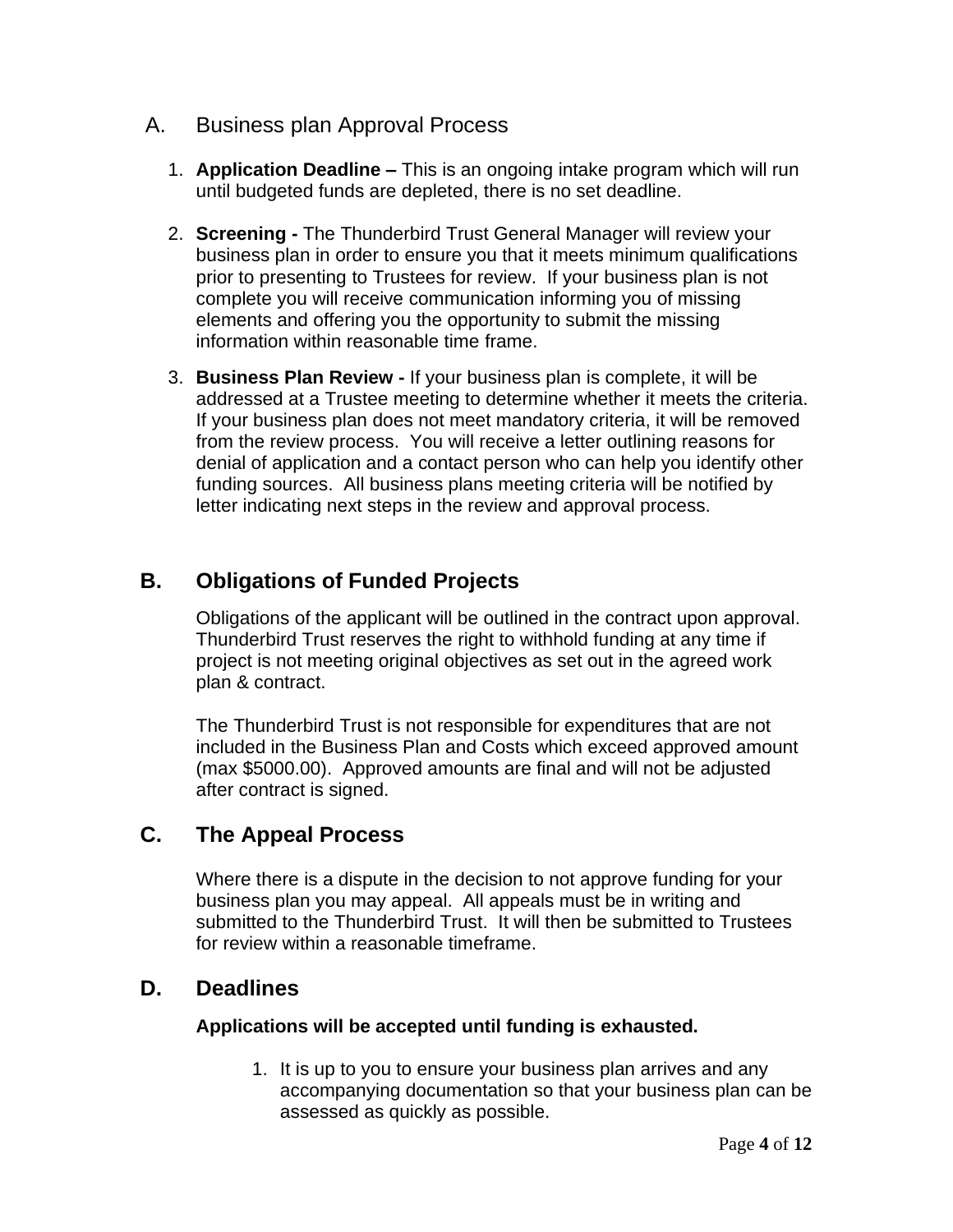## A. Business plan Approval Process

1. **Application Deadline –** This is an ongoing intake program which will run until budgeted funds are depleted, there is no set deadline.

2. **Screening -** The Thunderbird Trust General Manager will review your business plan in order to ensure you that it meets minimum qualifications prior to presenting to Trustees for review. If your business plan is not complete you will receive communication informing you of missing elements and offering you the opportunity to submit the missing information within reasonable time frame.

3. **Business Plan Review -** If your business plan is complete, it will be addressed at a Trustee meeting to determine whether it meets the criteria. If your business plan does not meet mandatory criteria, it will be removed from the review process. You will receive a letter outlining reasons for denial of application and a contact person who can help you identify other funding sources. All business plans meeting criteria will be notified by letter indicating next steps in the review and approval process.

## B. Obligations of Funded Projects

Obligations of the applicant will be outlined in the contract upon approval. Thunderbird Trust reserves the right to withhold funding at any time if project is not meeting original objectives as set out in the agreed work plan & contract.

The Thunderbird Trust is not responsible for expenditures that are not included in the Business Plan and Costs which exceed approved amount (max $5000.00). Approved amounts are final and will not be adjusted after contract is signed.

## C. The Appeal Process

Where there is a dispute in the decision to not approve funding for your business plan you may appeal. All appeals must be in writing and submitted to the Thunderbird Trust. It will then be submitted to Trustees for review within a reasonable timeframe.

## D. Deadlines

**Applications will be accepted until funding is exhausted.**

1. It is up to you to ensure your business plan arrives and any accompanying documentation so that your business plan can be assessed as quickly as possible.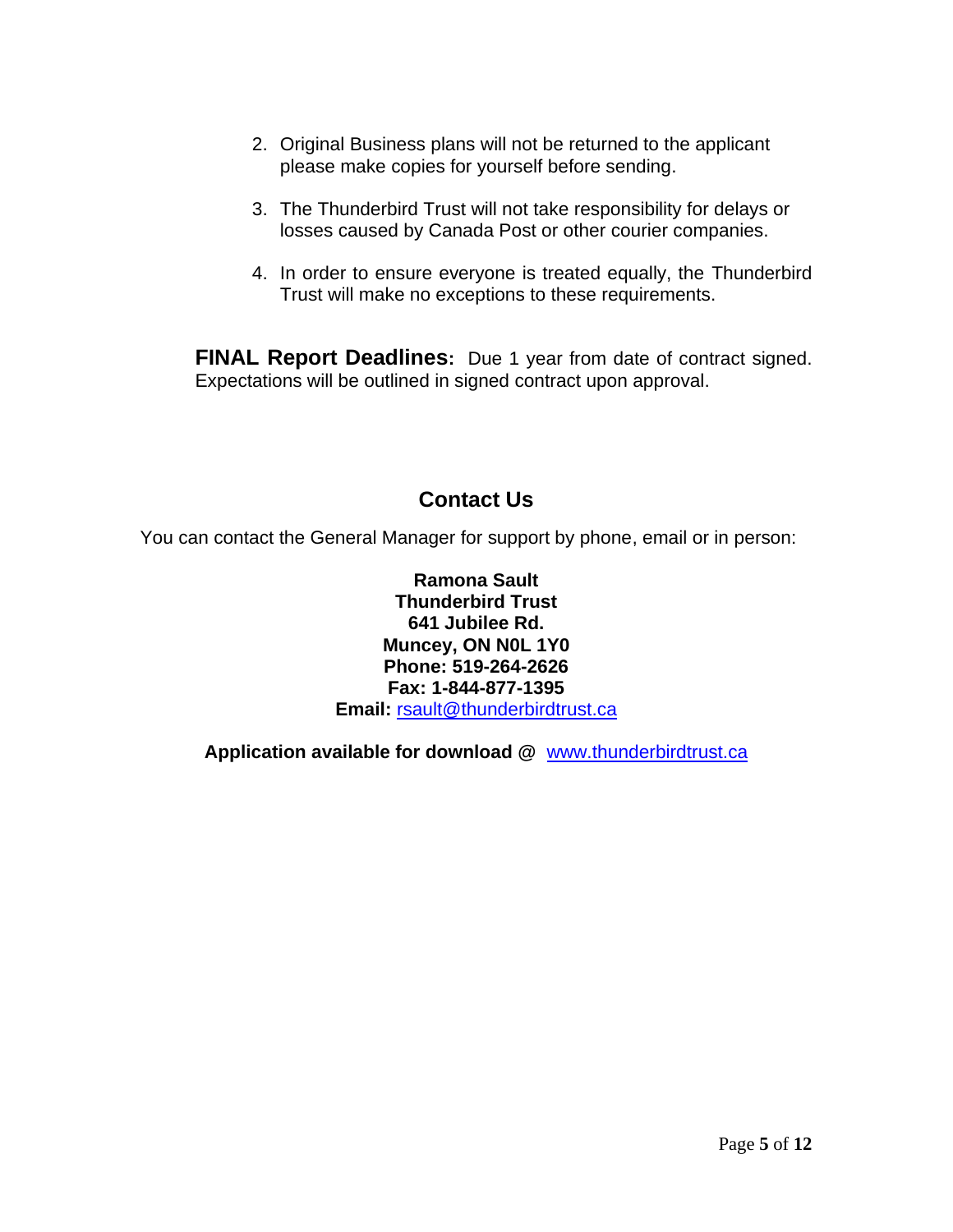2. Original Business plans will not be returned to the applicant please make copies for yourself before sending.

3. The Thunderbird Trust will not take responsibility for delays or losses caused by Canada Post or other courier companies.

4. In order to ensure everyone is treated equally, the Thunderbird Trust will make no exceptions to these requirements.

**FINAL Report Deadlines:** Due 1 year from date of contract signed. Expectations will be outlined in signed contract upon approval.

## Contact Us

You can contact the General Manager for support by phone, email or in person:

**Ramona Sault**
**Thunderbird Trust**
**641 Jubilee Rd.**
**Muncey, ON N0L 1Y0**
**Phone: 519-264-2626**
**Fax: 1-844-877-1395**
**Email:** rsault@thunderbirdtrust.ca

**Application available for download @** www.thunderbirdtrust.ca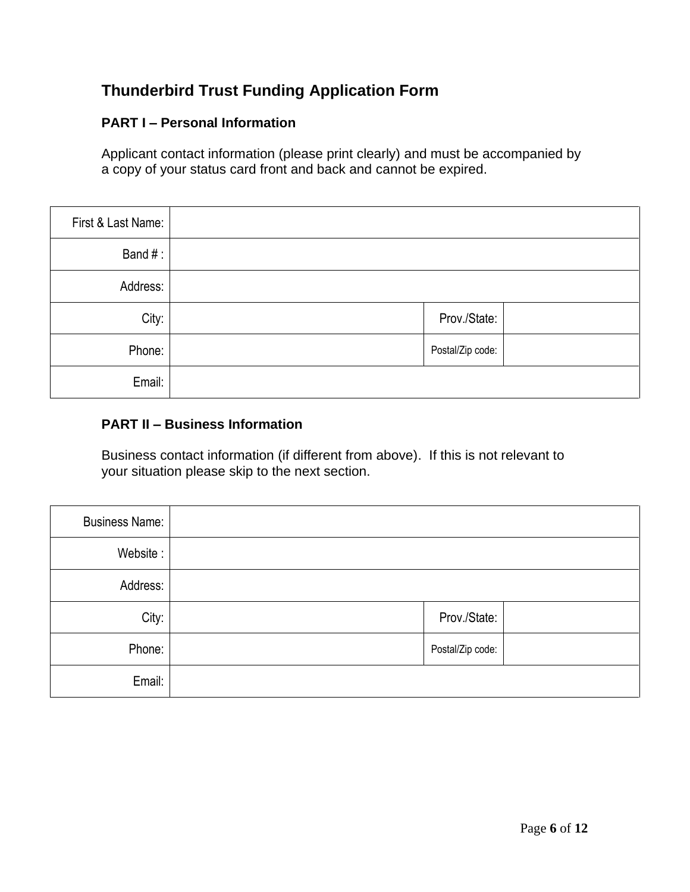## Thunderbird Trust Funding Application Form

### PART I – Personal Information

Applicant contact information (please print clearly) and must be accompanied by a copy of your status card front and back and cannot be expired.

| | | | |
|---|---|---|---|
| First & Last Name: | | | |
| Band # : | | | |
| Address: | | | |
| City: | | Prov./State: | |
| Phone: | | Postal/Zip code: | |
| Email: | | | |

### PART II – Business Information

Business contact information (if different from above). If this is not relevant to your situation please skip to the next section.

| | | | |
|---|---|---|---|
| Business Name: | | | |
| Website : | | | |
| Address: | | | |
| City: | | Prov./State: | |
| Phone: | | Postal/Zip code: | |
| Email: | | | |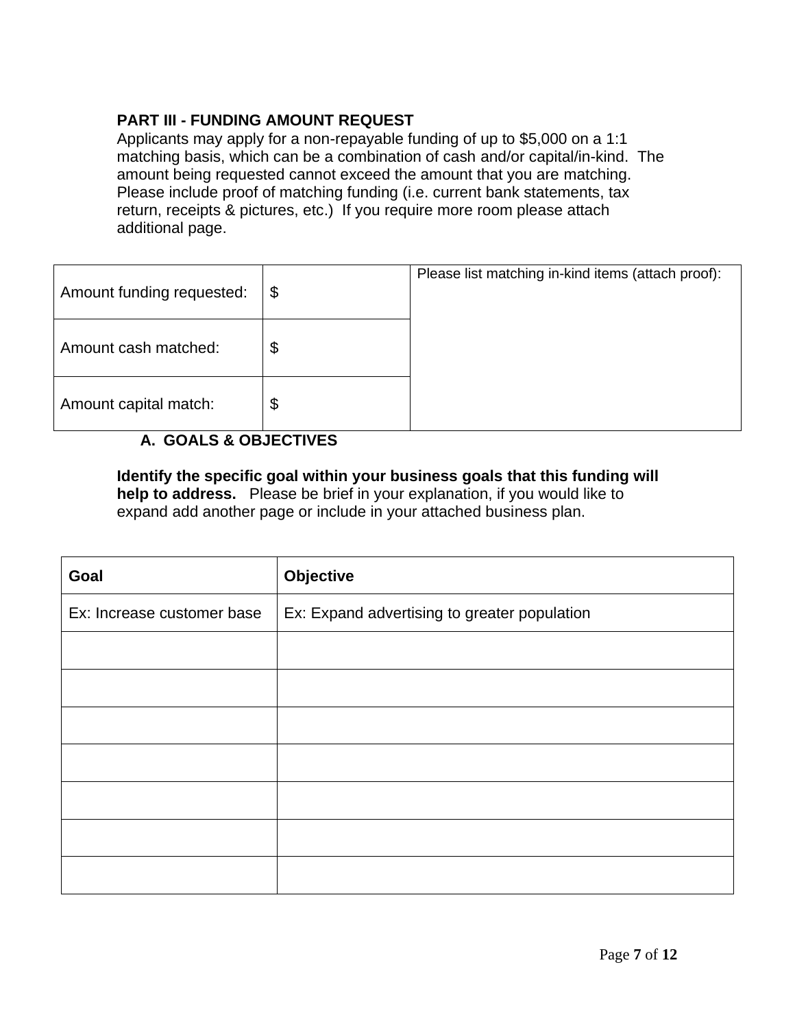## PART III - FUNDING AMOUNT REQUEST

Applicants may apply for a non-repayable funding of up to $5,000 on a 1:1 matching basis, which can be a combination of cash and/or capital/in-kind. The amount being requested cannot exceed the amount that you are matching. Please include proof of matching funding (i.e. current bank statements, tax return, receipts & pictures, etc.) If you require more room please attach additional page.

| | | |
|---|---|---|
| Amount funding requested: | $ | Please list matching in-kind items (attach proof): |
| Amount cash matched: | $ | |
| Amount capital match: | $ | |

### A. GOALS & OBJECTIVES

**Identify the specific goal within your business goals that this funding will help to address.** Please be brief in your explanation, if you would like to expand add another page or include in your attached business plan.

| **Goal** | **Objective** |
|---|---|
| Ex: Increase customer base | Ex: Expand advertising to greater population |
| | |
| | |
| | |
| | |
| | |
| | |
| | |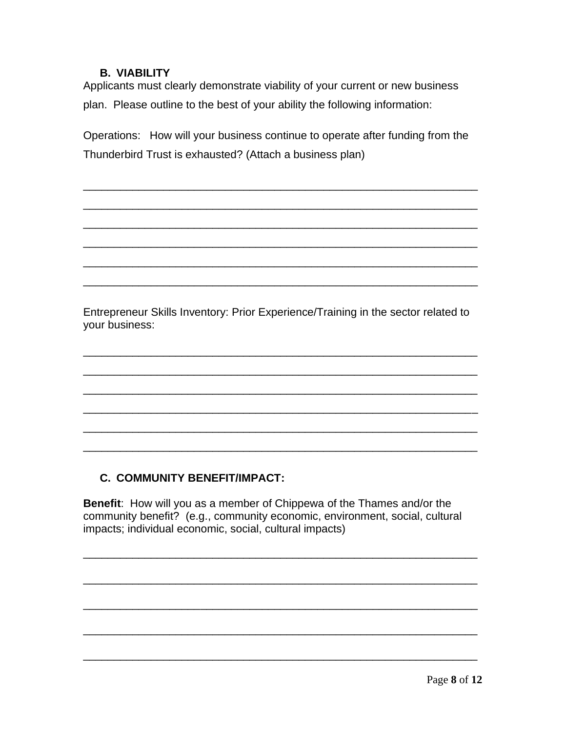### B. VIABILITY

Applicants must clearly demonstrate viability of your current or new business plan. Please outline to the best of your ability the following information:

Operations: How will your business continue to operate after funding from the Thunderbird Trust is exhausted? (Attach a business plan)

_________________________________________________________________

_________________________________________________________________

_________________________________________________________________

_________________________________________________________________

_________________________________________________________________

_________________________________________________________________

Entrepreneur Skills Inventory: Prior Experience/Training in the sector related to your business:

_________________________________________________________________

_________________________________________________________________

_________________________________________________________________

_________________________________________________________________

_________________________________________________________________

_________________________________________________________________

### C. COMMUNITY BENEFIT/IMPACT:

**Benefit**: How will you as a member of Chippewa of the Thames and/or the community benefit? (e.g., community economic, environment, social, cultural impacts; individual economic, social, cultural impacts)

_________________________________________________________________

_________________________________________________________________

_________________________________________________________________

_________________________________________________________________

_________________________________________________________________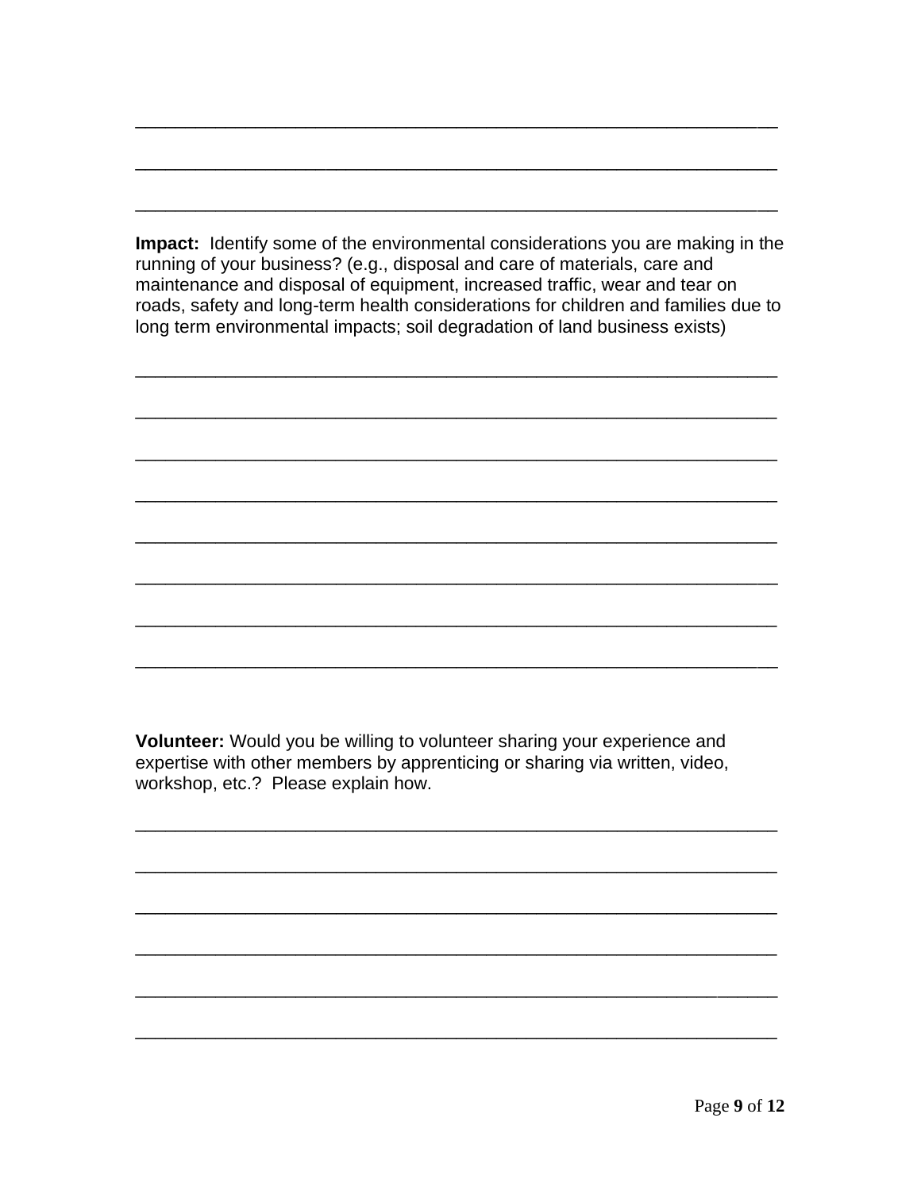______________________________________________________________________

______________________________________________________________________

______________________________________________________________________

**Impact:** Identify some of the environmental considerations you are making in the running of your business? (e.g., disposal and care of materials, care and maintenance and disposal of equipment, increased traffic, wear and tear on roads, safety and long-term health considerations for children and families due to long term environmental impacts; soil degradation of land business exists)

______________________________________________________________________

______________________________________________________________________

______________________________________________________________________

______________________________________________________________________

______________________________________________________________________

______________________________________________________________________

______________________________________________________________________

______________________________________________________________________

**Volunteer:** Would you be willing to volunteer sharing your experience and expertise with other members by apprenticing or sharing via written, video, workshop, etc.? Please explain how.

______________________________________________________________________

______________________________________________________________________

______________________________________________________________________

______________________________________________________________________

______________________________________________________________________

______________________________________________________________________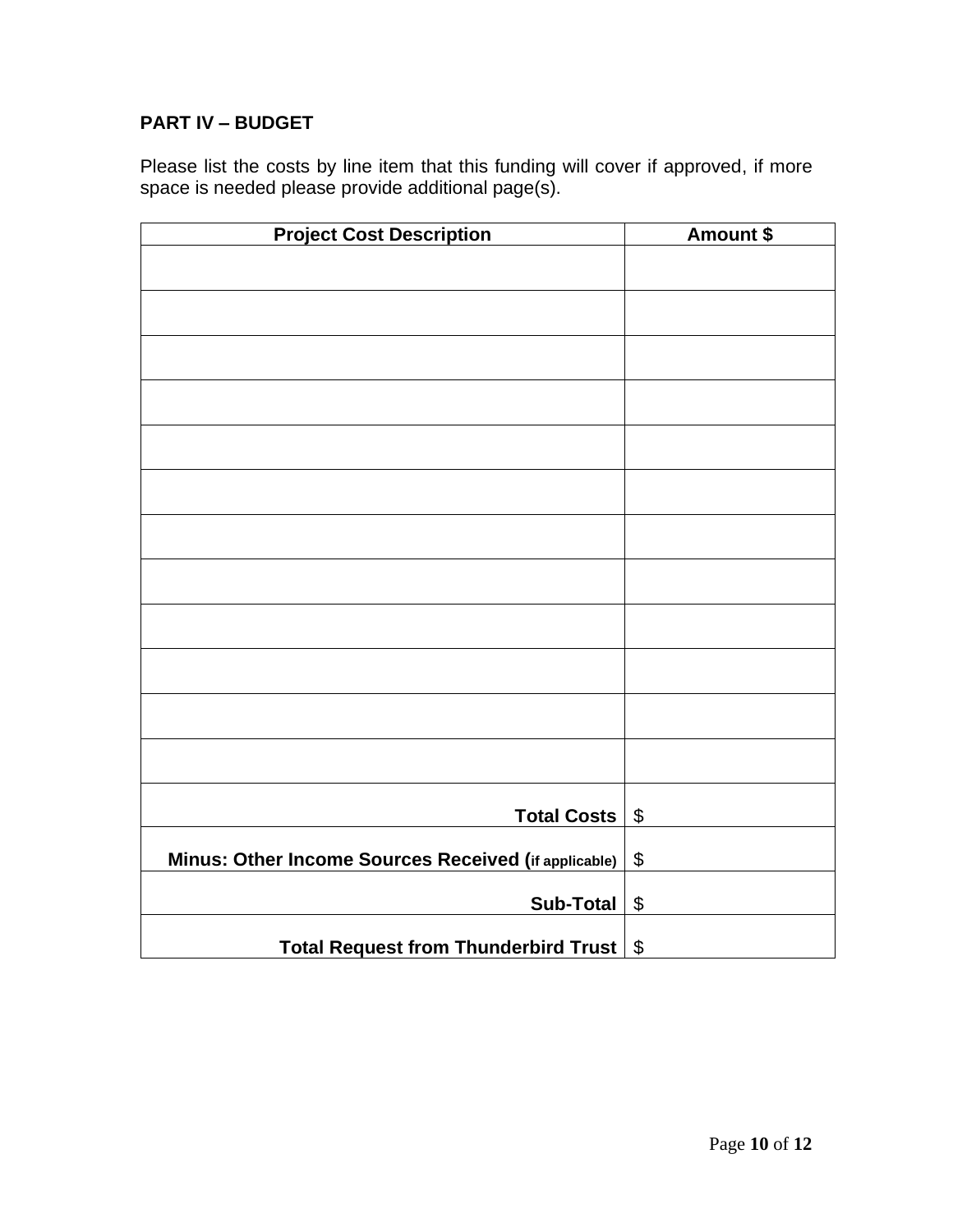**PART IV – BUDGET**

Please list the costs by line item that this funding will cover if approved, if more space is needed please provide additional page(s).

| Project Cost Description | Amount $ |
| --- | --- |
| | |
| | |
| | |
| | |
| | |
| | |
| | |
| | |
| | |
| | |
| | |
| | |
| **Total Costs** | $ |
| **Minus: Other Income Sources Received (if applicable)** | $ |
| **Sub-Total** | $ |
| **Total Request from Thunderbird Trust** | $ |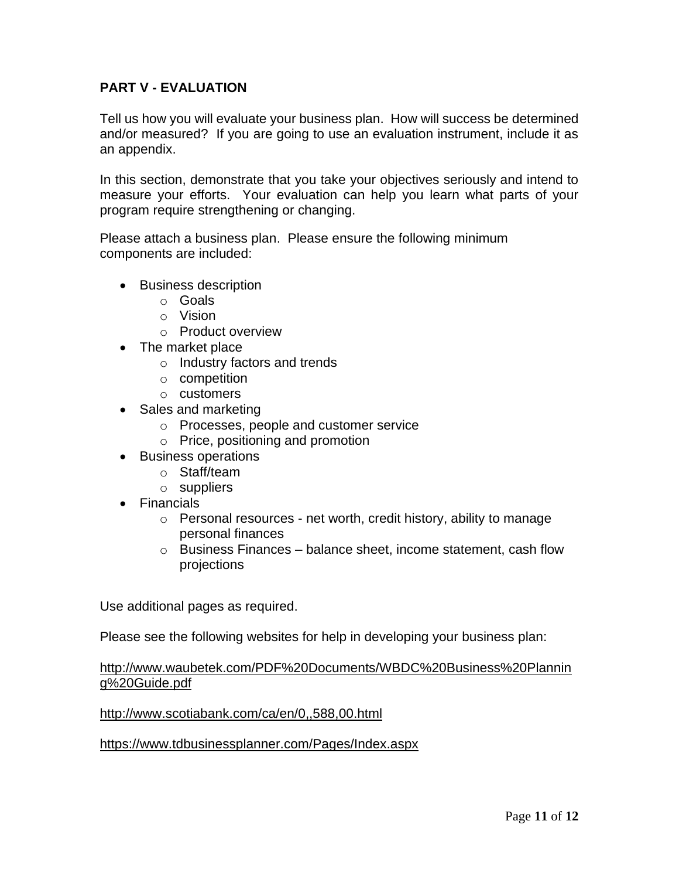**PART V - EVALUATION**

Tell us how you will evaluate your business plan. How will success be determined and/or measured? If you are going to use an evaluation instrument, include it as an appendix.

In this section, demonstrate that you take your objectives seriously and intend to measure your efforts. Your evaluation can help you learn what parts of your program require strengthening or changing.

Please attach a business plan. Please ensure the following minimum components are included:

- Business description
  - Goals
  - Vision
  - Product overview
- The market place
  - Industry factors and trends
  - competition
  - customers
- Sales and marketing
  - Processes, people and customer service
  - Price, positioning and promotion
- Business operations
  - Staff/team
  - suppliers
- Financials
  - Personal resources - net worth, credit history, ability to manage personal finances
  - Business Finances – balance sheet, income statement, cash flow projections

Use additional pages as required.

Please see the following websites for help in developing your business plan:

http://www.waubetek.com/PDF%20Documents/WBDC%20Business%20Planning%20Guide.pdf

http://www.scotiabank.com/ca/en/0,,588,00.html

https://www.tdbusinessplanner.com/Pages/Index.aspx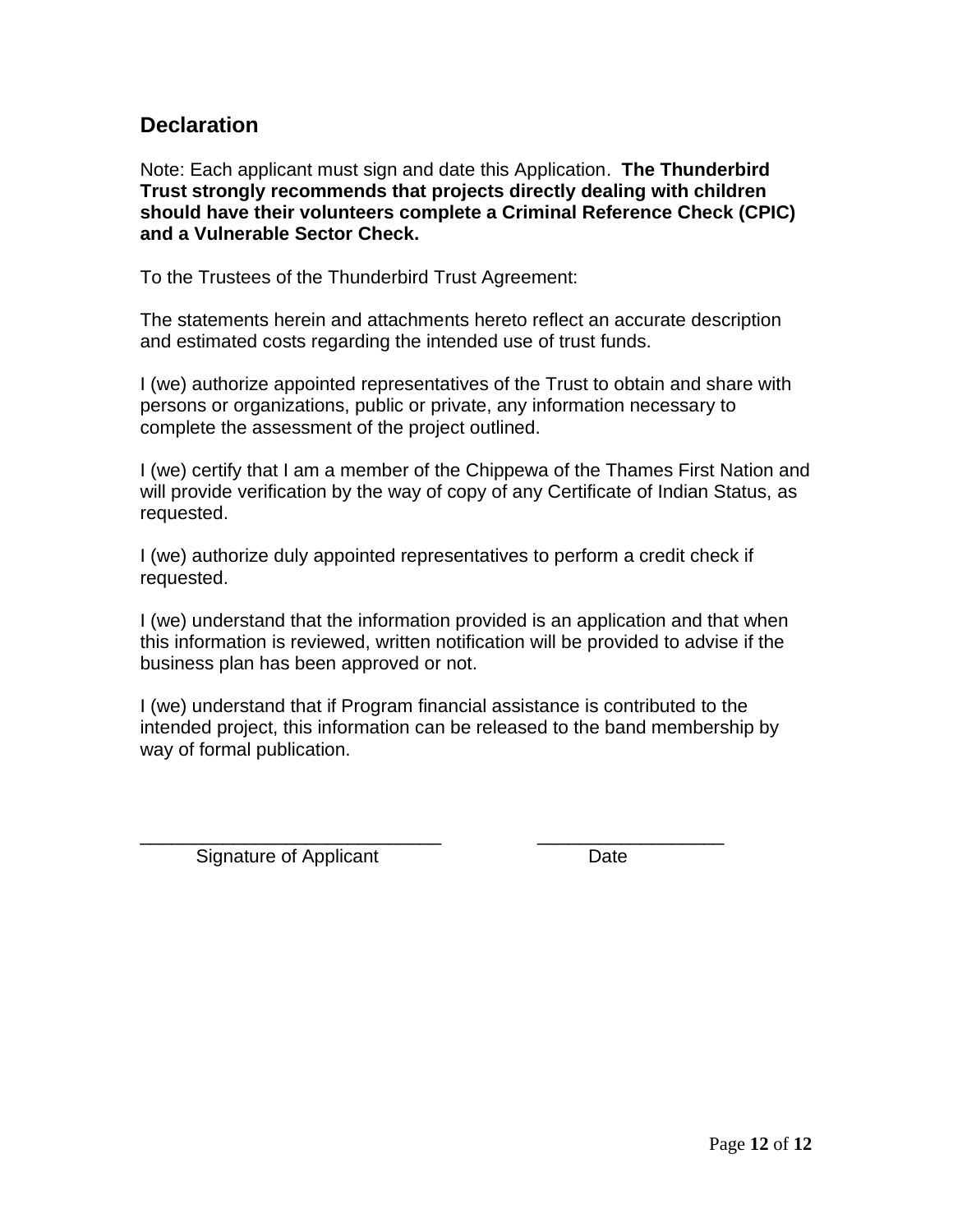## Declaration

Note: Each applicant must sign and date this Application. **The Thunderbird Trust strongly recommends that projects directly dealing with children should have their volunteers complete a Criminal Reference Check (CPIC) and a Vulnerable Sector Check.**

To the Trustees of the Thunderbird Trust Agreement:

The statements herein and attachments hereto reflect an accurate description and estimated costs regarding the intended use of trust funds.

I (we) authorize appointed representatives of the Trust to obtain and share with persons or organizations, public or private, any information necessary to complete the assessment of the project outlined.

I (we) certify that I am a member of the Chippewa of the Thames First Nation and will provide verification by the way of copy of any Certificate of Indian Status, as requested.

I (we) authorize duly appointed representatives to perform a credit check if requested.

I (we) understand that the information provided is an application and that when this information is reviewed, written notification will be provided to advise if the business plan has been approved or not.

I (we) understand that if Program financial assistance is contributed to the intended project, this information can be released to the band membership by way of formal publication.

_____________________________ __________________

Signature of Applicant Date